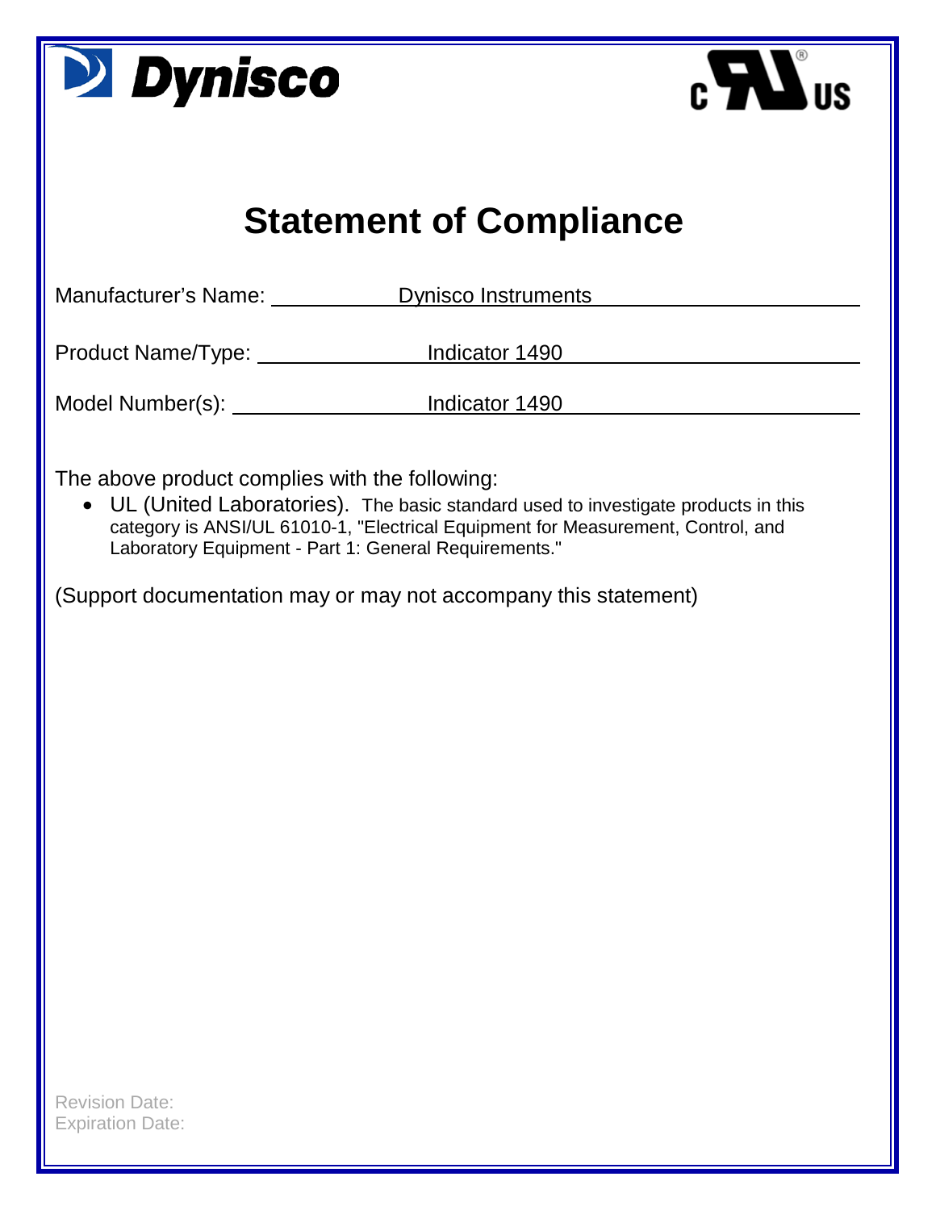Dynisco

c UL US

# Statement of Compliance

Manufacturer's Name: Dynisco Instruments

Product Name/Type: Indicator 1490

Model Number(s): Indicator 1490

The above product complies with the following:

- UL (United Laboratories). The basic standard used to investigate products in this category is ANSI/UL 61010-1, "Electrical Equipment for Measurement, Control, and Laboratory Equipment - Part 1: General Requirements."

(Support documentation may or may not accompany this statement)

Revision Date:
Expiration Date: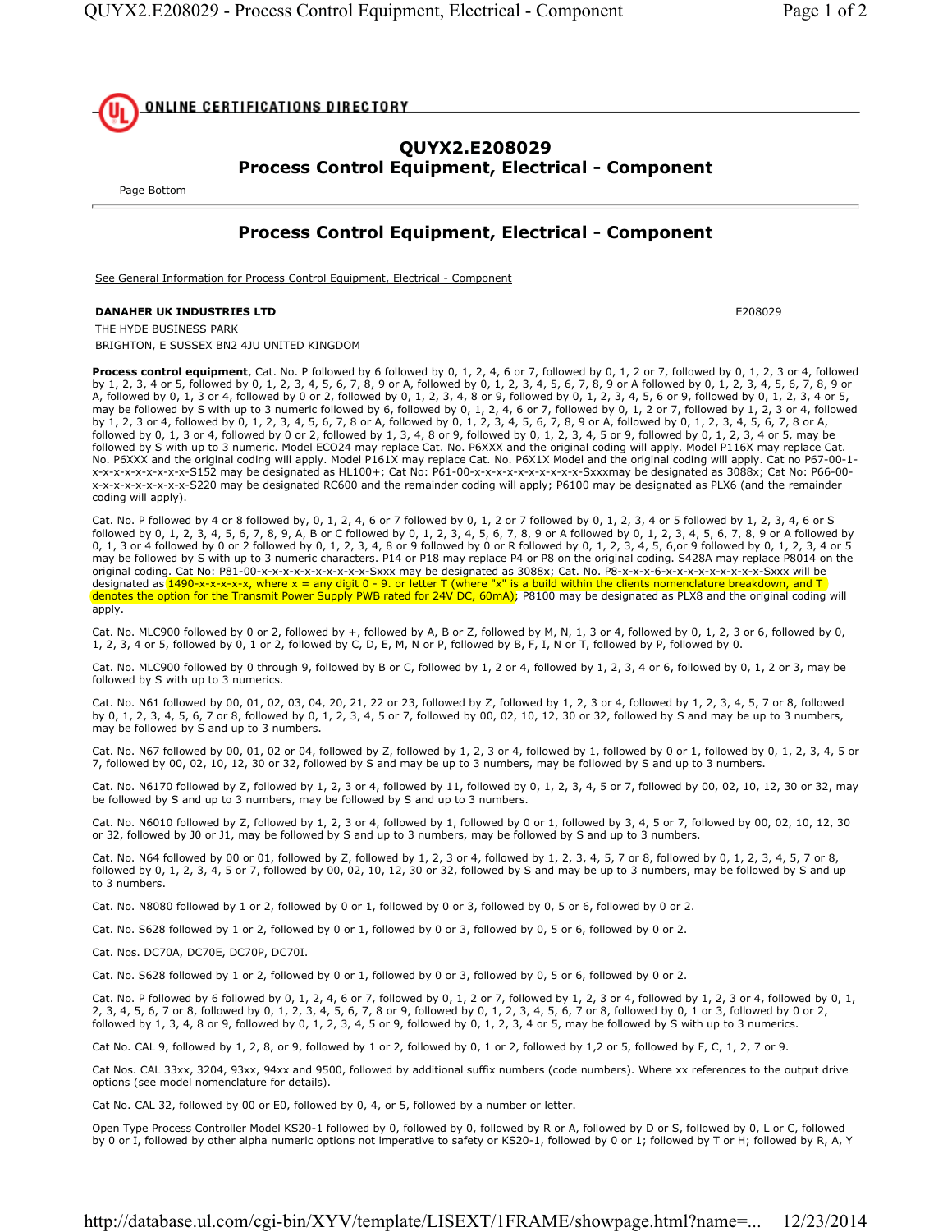# QUYX2.E208029
# Process Control Equipment, Electrical - Component

Page Bottom

## Process Control Equipment, Electrical - Component

See General Information for Process Control Equipment, Electrical - Component

**DANAHER UK INDUSTRIES LTD** E208029

THE HYDE BUSINESS PARK

BRIGHTON, E SUSSEX BN2 4JU UNITED KINGDOM

**Process control equipment**, Cat. No. P followed by 6 followed by 0, 1, 2, 4, 6 or 7, followed by 0, 1, 2 or 7, followed by 0, 1, 2, 3 or 4, followed by 1, 2, 3, 4 or 5, followed by 0, 1, 2, 3, 4, 5, 6, 7, 8, 9 or A, followed by 0, 1, 2, 3, 4, 5, 6, 7, 8, 9 or A followed by 0, 1, 2, 3, 4, 5, 6, 7, 8, 9 or A, followed by 0, 1, 3 or 4, followed by 0 or 2, followed by 0, 1, 2, 3, 4, 8 or 9, followed by 0, 1, 2, 3, 4, 5, 6 or 9, followed by 0, 1, 2, 3, 4 or 5, may be followed by S with up to 3 numeric followed by 6, followed by 0, 1, 2, 4, 6 or 7, followed by 0, 1, 2 or 7, followed by 1, 2, 3 or 4, followed by 1, 2, 3 or 4, followed by 0, 1, 2, 3, 4, 5, 6, 7, 8 or A, followed by 0, 1, 2, 3, 4, 5, 6, 7, 8, 9 or A, followed by 0, 1, 2, 3, 4, 5, 6, 7, 8 or A, followed by 0, 1, 3 or 4, followed by 0 or 2, followed by 1, 3, 4, 8 or 9, followed by 0, 1, 2, 3, 4, 5 or 9, followed by 0, 1, 2, 3, 4 or 5, may be followed by S with up to 3 numeric. Model ECO24 may replace Cat. No. P6XXX and the original coding will apply. Model P116X may replace Cat. No. P6XXX and the original coding will apply. Model P161X may replace Cat. No. P6X1X Model and the original coding will apply. Cat no P67-00-1-x-x-x-x-x-x-x-x-x-x-S152 may be designated as HL100+; Cat No: P61-00-x-x-x-x-x-x-x-x-x-x-Sxxxmay be designated as 3088x; Cat No: P66-00-x-x-x-x-x-x-x-x-x-x-S220 may be designated RC600 and the remainder coding will apply; P6100 may be designated as PLX6 (and the remainder coding will apply).

Cat. No. P followed by 4 or 8 followed by, 0, 1, 2, 4, 6 or 7 followed by 0, 1, 2 or 7 followed by 0, 1, 2, 3, 4 or 5 followed by 1, 2, 3, 4, 6 or S followed by 0, 1, 2, 3, 4, 5, 6, 7, 8, 9, A, B or C followed by 0, 1, 2, 3, 4, 5, 6, 7, 8, 9 or A followed by 0, 1, 2, 3, 4, 5, 6, 7, 8, 9 or A followed by 0, 1, 3 or 4 followed by 0 or 2 followed by 0, 1, 2, 3, 4, 8 or 9 followed by 0 or R followed by 0, 1, 2, 3, 4, 5, 6,or 9 followed by 0, 1, 2, 3, 4 or 5 may be followed by S with up to 3 numeric characters. P14 or P18 may replace P4 or P8 on the original coding. S428A may replace P8014 on the original coding. Cat No: P81-00-x-x-x-x-x-x-x-x-x-x-Sxxx may be designated as 3088x; Cat. No. P8-x-x-x-6-x-x-x-x-x-x-x-x-x-Sxxx will be designated as 1490-x-x-x-x-x, where x = any digit 0 - 9. or letter T (where "x" is a build within the clients nomenclature breakdown, and T denotes the option for the Transmit Power Supply PWB rated for 24V DC, 60mA); P8100 may be designated as PLX8 and the original coding will apply.

Cat. No. MLC900 followed by 0 or 2, followed by +, followed by A, B or Z, followed by M, N, 1, 3 or 4, followed by 0, 1, 2, 3 or 6, followed by 0, 1, 2, 3, 4 or 5, followed by 0, 1 or 2, followed by C, D, E, M, N or P, followed by B, F, I, N or T, followed by P, followed by 0.

Cat. No. MLC900 followed by 0 through 9, followed by B or C, followed by 1, 2 or 4, followed by 1, 2, 3, 4 or 6, followed by 0, 1, 2 or 3, may be followed by S with up to 3 numerics.

Cat. No. N61 followed by 00, 01, 02, 03, 04, 20, 21, 22 or 23, followed by Z, followed by 1, 2, 3 or 4, followed by 1, 2, 3, 4, 5, 7 or 8, followed by 0, 1, 2, 3, 4, 5, 6, 7 or 8, followed by 0, 1, 2, 3, 4, 5 or 7, followed by 00, 02, 10, 12, 30 or 32, followed by S and may be up to 3 numbers, may be followed by S and up to 3 numbers.

Cat. No. N67 followed by 00, 01, 02 or 04, followed by Z, followed by 1, 2, 3 or 4, followed by 1, followed by 0 or 1, followed by 0, 1, 2, 3, 4, 5 or 7, followed by 00, 02, 10, 12, 30 or 32, followed by S and may be up to 3 numbers, may be followed by S and up to 3 numbers.

Cat. No. N6170 followed by Z, followed by 1, 2, 3 or 4, followed by 11, followed by 0, 1, 2, 3, 4, 5 or 7, followed by 00, 02, 10, 12, 30 or 32, may be followed by S and up to 3 numbers, may be followed by S and up to 3 numbers.

Cat. No. N6010 followed by Z, followed by 1, 2, 3 or 4, followed by 1, followed by 0 or 1, followed by 3, 4, 5 or 7, followed by 00, 02, 10, 12, 30 or 32, followed by J0 or J1, may be followed by S and up to 3 numbers, may be followed by S and up to 3 numbers.

Cat. No. N64 followed by 00 or 01, followed by Z, followed by 1, 2, 3 or 4, followed by 1, 2, 3, 4, 5, 7 or 8, followed by 0, 1, 2, 3, 4, 5, 7 or 8, followed by 0, 1, 2, 3, 4, 5 or 7, followed by 00, 02, 10, 12, 30 or 32, followed by S and may be up to 3 numbers, may be followed by S and up to 3 numbers.

Cat. No. N8080 followed by 1 or 2, followed by 0 or 1, followed by 0 or 3, followed by 0, 5 or 6, followed by 0 or 2.

Cat. No. S628 followed by 1 or 2, followed by 0 or 1, followed by 0 or 3, followed by 0, 5 or 6, followed by 0 or 2.

Cat. Nos. DC70A, DC70E, DC70P, DC70I.

Cat. No. S628 followed by 1 or 2, followed by 0 or 1, followed by 0 or 3, followed by 0, 5 or 6, followed by 0 or 2.

Cat. No. P followed by 6 followed by 0, 1, 2, 4, 6 or 7, followed by 0, 1, 2 or 7, followed by 1, 2, 3 or 4, followed by 0, 1, 2, 3, 4, 5, 6, 7 or 8, followed by 0, 1, 2, 3, 4, 5, 6, 7, 8 or 9, followed by 0, 1, 2, 3, 4, 5, 6, 7 or 8, followed by 0, 1 or 3, followed by 0 or 2, followed by 1, 3, 4, 8 or 9, followed by 0, 1, 2, 3, 4, 5 or 9, followed by 0, 1, 2, 3, 4 or 5, may be followed by S with up to 3 numerics.

Cat No. CAL 9, followed by 1, 2, 8, or 9, followed by 1 or 2, followed by 0, 1 or 2, followed by 1,2 or 5, followed by F, C, 1, 2, 7 or 9.

Cat Nos. CAL 33xx, 3204, 93xx, 94xx and 9500, followed by additional suffix numbers (code numbers). Where xx references to the output drive options (see model nomenclature for details).

Cat No. CAL 32, followed by 00 or E0, followed by 0, 4, or 5, followed by a number or letter.

Open Type Process Controller Model KS20-1 followed by 0, followed by 0, followed by R or A, followed by D or S, followed by 0, L or C, followed by 0 or I, followed by other alpha numeric options not imperative to safety or KS20-1, followed by 0 or 1; followed by T or H; followed by R, A, Y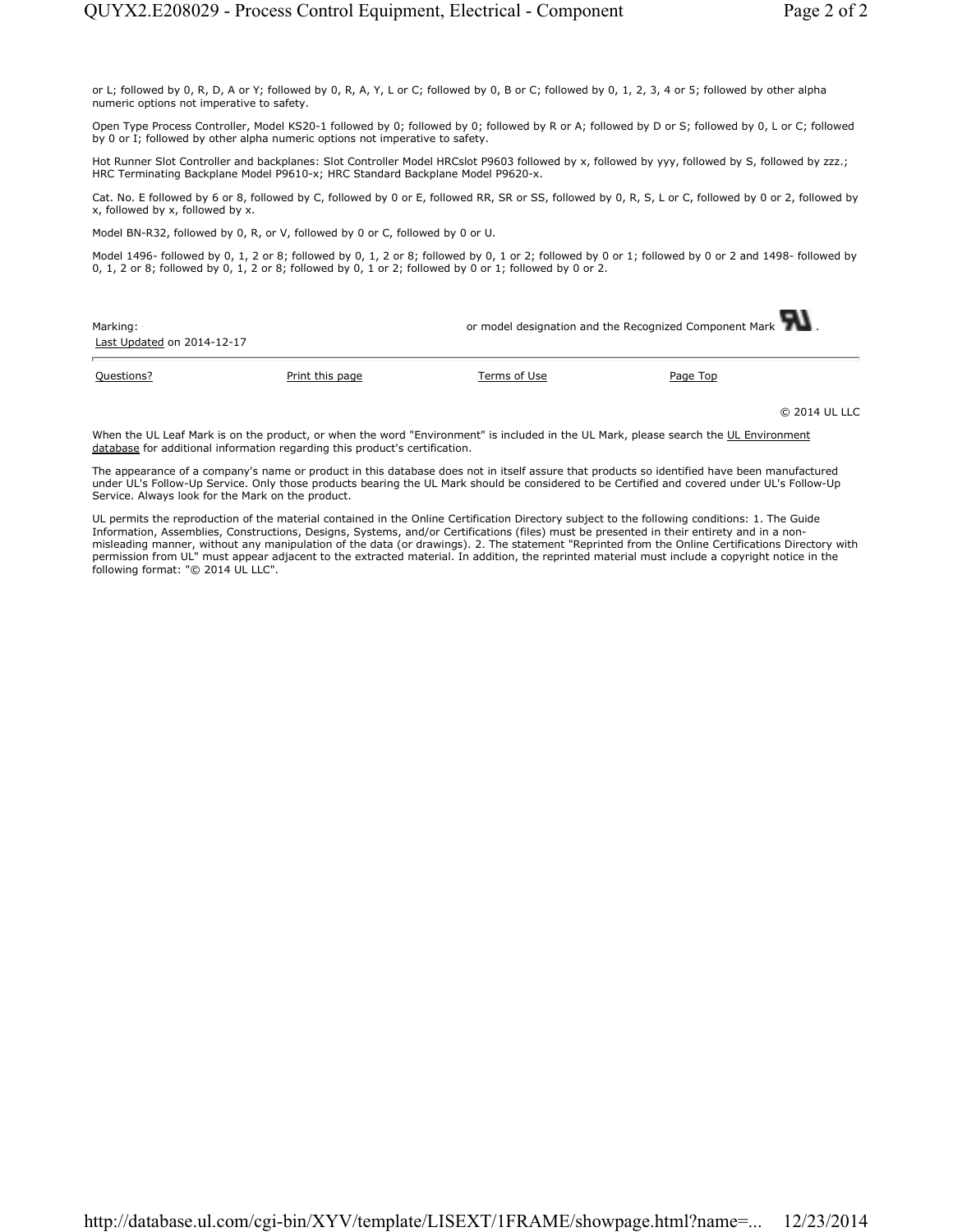or L; followed by 0, R, D, A or Y; followed by 0, R, A, Y, L or C; followed by 0, B or C; followed by 0, 1, 2, 3, 4 or 5; followed by other alpha numeric options not imperative to safety.

Open Type Process Controller, Model KS20-1 followed by 0; followed by 0; followed by R or A; followed by D or S; followed by 0, L or C; followed by 0 or I; followed by other alpha numeric options not imperative to safety.

Hot Runner Slot Controller and backplanes: Slot Controller Model HRCslot P9603 followed by x, followed by yyy, followed by S, followed by zzz.; HRC Terminating Backplane Model P9610-x; HRC Standard Backplane Model P9620-x.

Cat. No. E followed by 6 or 8, followed by C, followed by 0 or E, followed RR, SR or SS, followed by 0, R, S, L or C, followed by 0 or 2, followed by x, followed by x, followed by x.

Model BN-R32, followed by 0, R, or V, followed by 0 or C, followed by 0 or U.

Model 1496- followed by 0, 1, 2 or 8; followed by 0, 1, 2 or 8; followed by 0, 1 or 2; followed by 0 or 1; followed by 0 or 2 and 1498- followed by 0, 1, 2 or 8; followed by 0, 1, 2 or 8; followed by 0, 1 or 2; followed by 0 or 1; followed by 0 or 2.

Marking: or model designation and the Recognized Component Mark .

Last Updated on 2014-12-17

Questions? | Print this page | Terms of Use | Page Top

© 2014 UL LLC

When the UL Leaf Mark is on the product, or when the word "Environment" is included in the UL Mark, please search the UL Environment database for additional information regarding this product's certification.

The appearance of a company's name or product in this database does not in itself assure that products so identified have been manufactured under UL's Follow-Up Service. Only those products bearing the UL Mark should be considered to be Certified and covered under UL's Follow-Up Service. Always look for the Mark on the product.

UL permits the reproduction of the material contained in the Online Certification Directory subject to the following conditions: 1. The Guide Information, Assemblies, Constructions, Designs, Systems, and/or Certifications (files) must be presented in their entirety and in a non-misleading manner, without any manipulation of the data (or drawings). 2. The statement "Reprinted from the Online Certifications Directory with permission from UL" must appear adjacent to the extracted material. In addition, the reprinted material must include a copyright notice in the following format: "© 2014 UL LLC".